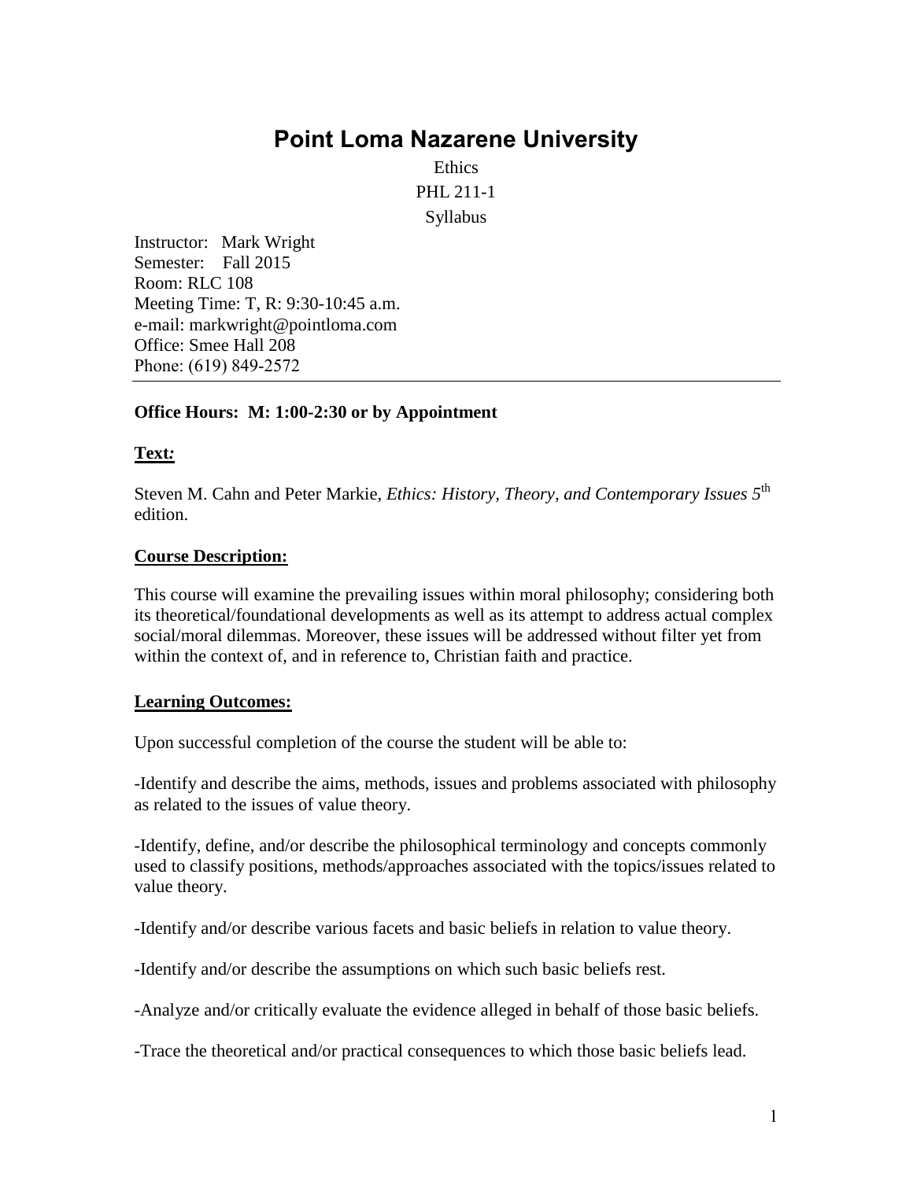# Point Loma Nazarene University

Ethics

PHL 211-1

Syllabus

Instructor: Mark Wright
Semester: Fall 2015
Room: RLC 108
Meeting Time: T, R: 9:30-10:45 a.m.
e-mail: markwright@pointloma.com
Office: Smee Hall 208
Phone: (619) 849-2572

---

**Office Hours: M: 1:00-2:30 or by Appointment**

**Text:**

Steven M. Cahn and Peter Markie, *Ethics: History, Theory, and Contemporary Issues 5*th edition.

**Course Description:**

This course will examine the prevailing issues within moral philosophy; considering both its theoretical/foundational developments as well as its attempt to address actual complex social/moral dilemmas. Moreover, these issues will be addressed without filter yet from within the context of, and in reference to, Christian faith and practice.

**Learning Outcomes:**

Upon successful completion of the course the student will be able to:

-Identify and describe the aims, methods, issues and problems associated with philosophy as related to the issues of value theory.

-Identify, define, and/or describe the philosophical terminology and concepts commonly used to classify positions, methods/approaches associated with the topics/issues related to value theory.

-Identify and/or describe various facets and basic beliefs in relation to value theory.

-Identify and/or describe the assumptions on which such basic beliefs rest.

-Analyze and/or critically evaluate the evidence alleged in behalf of those basic beliefs.

-Trace the theoretical and/or practical consequences to which those basic beliefs lead.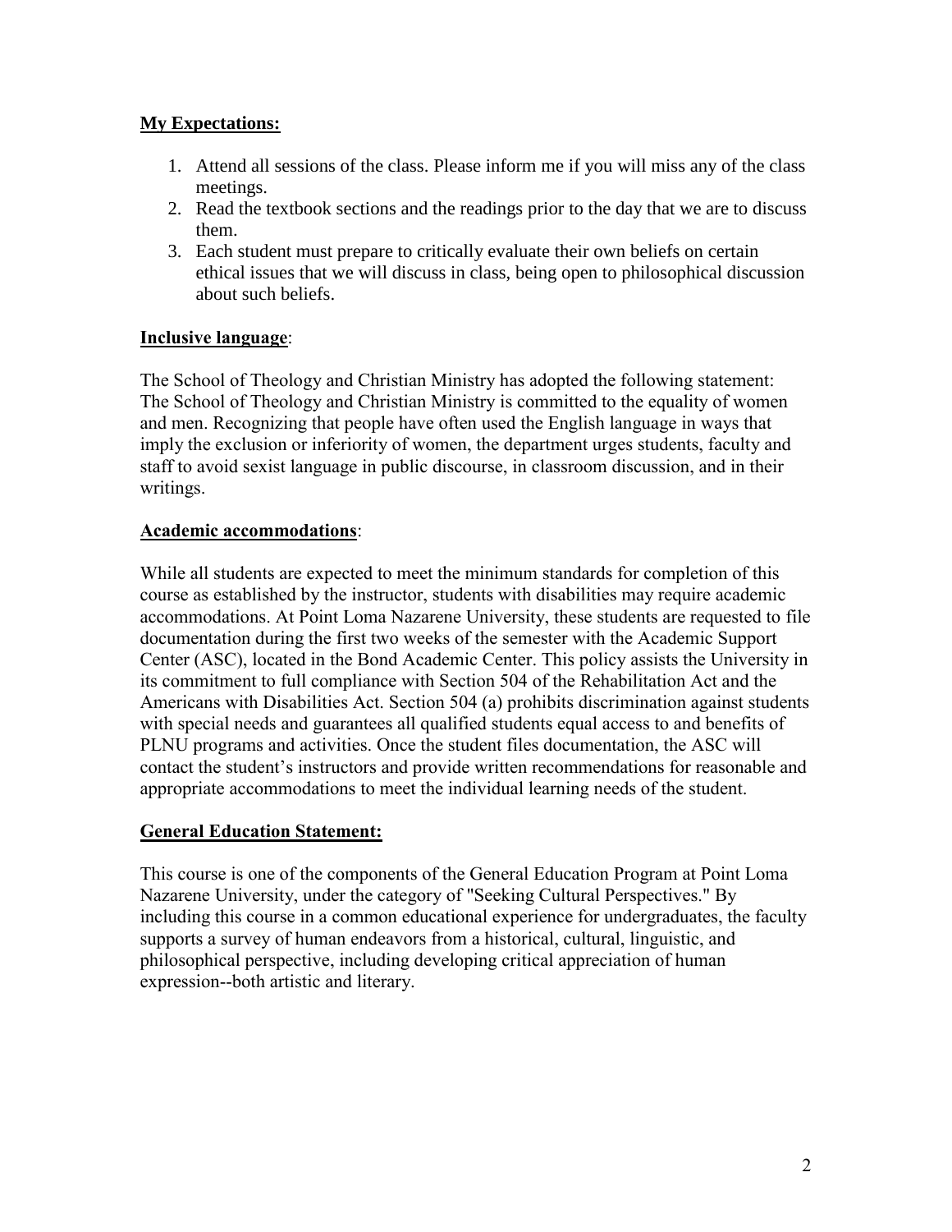**My Expectations:**

1. Attend all sessions of the class. Please inform me if you will miss any of the class meetings.
2. Read the textbook sections and the readings prior to the day that we are to discuss them.
3. Each student must prepare to critically evaluate their own beliefs on certain ethical issues that we will discuss in class, being open to philosophical discussion about such beliefs.

**Inclusive language**:

The School of Theology and Christian Ministry has adopted the following statement: The School of Theology and Christian Ministry is committed to the equality of women and men. Recognizing that people have often used the English language in ways that imply the exclusion or inferiority of women, the department urges students, faculty and staff to avoid sexist language in public discourse, in classroom discussion, and in their writings.

**Academic accommodations**:

While all students are expected to meet the minimum standards for completion of this course as established by the instructor, students with disabilities may require academic accommodations. At Point Loma Nazarene University, these students are requested to file documentation during the first two weeks of the semester with the Academic Support Center (ASC), located in the Bond Academic Center. This policy assists the University in its commitment to full compliance with Section 504 of the Rehabilitation Act and the Americans with Disabilities Act. Section 504 (a) prohibits discrimination against students with special needs and guarantees all qualified students equal access to and benefits of PLNU programs and activities. Once the student files documentation, the ASC will contact the student's instructors and provide written recommendations for reasonable and appropriate accommodations to meet the individual learning needs of the student.

**General Education Statement:**

This course is one of the components of the General Education Program at Point Loma Nazarene University, under the category of "Seeking Cultural Perspectives." By including this course in a common educational experience for undergraduates, the faculty supports a survey of human endeavors from a historical, cultural, linguistic, and philosophical perspective, including developing critical appreciation of human expression--both artistic and literary.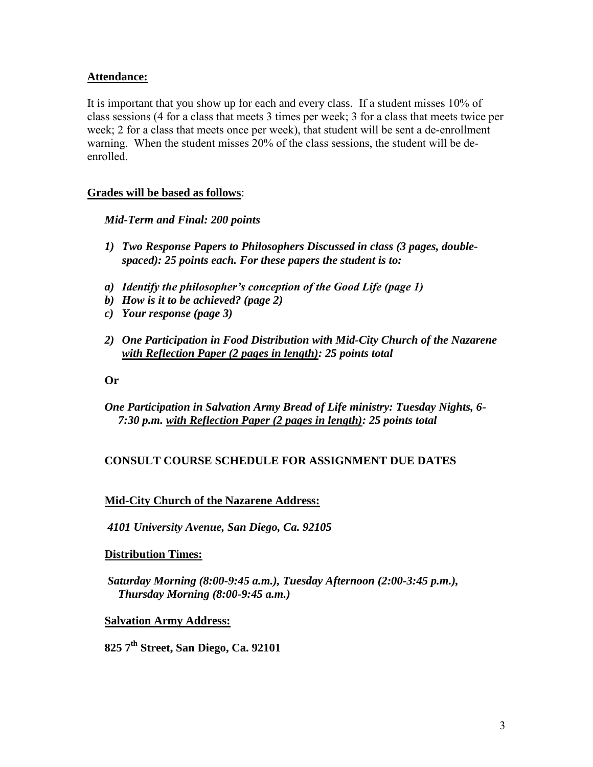**Attendance:**

It is important that you show up for each and every class. If a student misses 10% of class sessions (4 for a class that meets 3 times per week; 3 for a class that meets twice per week; 2 for a class that meets once per week), that student will be sent a de-enrollment warning. When the student misses 20% of the class sessions, the student will be de-enrolled.

**Grades will be based as follows**:

***Mid-Term and Final: 200 points***

1) ***Two Response Papers to Philosophers Discussed in class (3 pages, double-spaced): 25 points each. For these papers the student is to:***

a) ***Identify the philosopher's conception of the Good Life (page 1)***
b) ***How is it to be achieved? (page 2)***
c) ***Your response (page 3)***

2) ***One Participation in Food Distribution with Mid-City Church of the Nazarene with Reflection Paper (2 pages in length): 25 points total***

**Or**

***One Participation in Salvation Army Bread of Life ministry: Tuesday Nights, 6-7:30 p.m. with Reflection Paper (2 pages in length): 25 points total***

**CONSULT COURSE SCHEDULE FOR ASSIGNMENT DUE DATES**

**Mid-City Church of the Nazarene Address:**

***4101 University Avenue, San Diego, Ca. 92105***

**Distribution Times:**

***Saturday Morning (8:00-9:45 a.m.), Tuesday Afternoon (2:00-3:45 p.m.), Thursday Morning (8:00-9:45 a.m.)***

**Salvation Army Address:**

**825 7th Street, San Diego, Ca. 92101**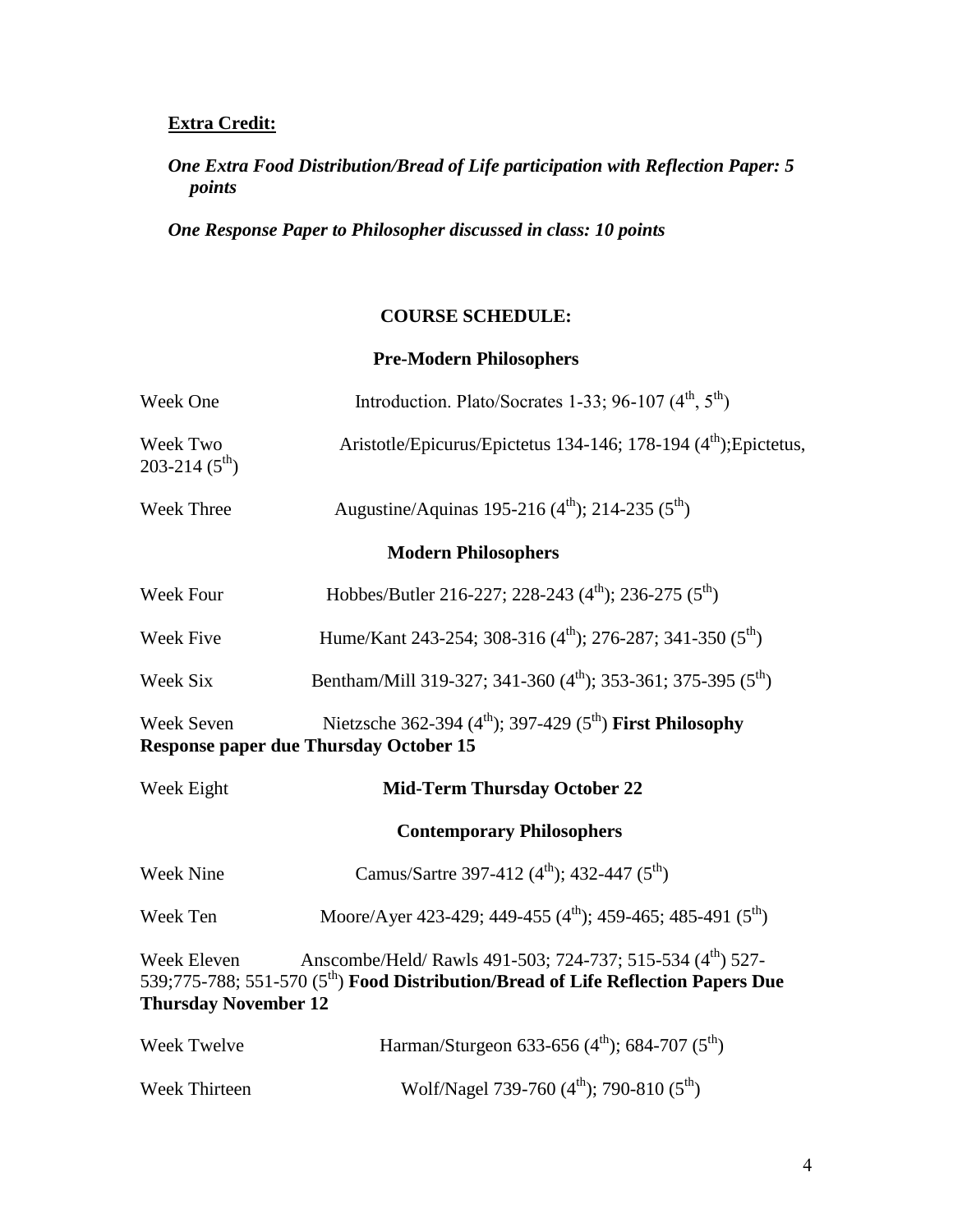**Extra Credit:**

***One Extra Food Distribution/Bread of Life participation with Reflection Paper: 5 points***

***One Response Paper to Philosopher discussed in class: 10 points***

## COURSE SCHEDULE:

### Pre-Modern Philosophers

Week One — Introduction. Plato/Socrates 1-33; 96-107 (4th, 5th)

Week Two — Aristotle/Epicurus/Epictetus 134-146; 178-194 (4th);Epictetus, 203-214 (5th)

Week Three — Augustine/Aquinas 195-216 (4th); 214-235 (5th)

### Modern Philosophers

Week Four — Hobbes/Butler 216-227; 228-243 (4th); 236-275 (5th)

Week Five — Hume/Kant 243-254; 308-316 (4th); 276-287; 341-350 (5th)

Week Six — Bentham/Mill 319-327; 341-360 (4th); 353-361; 375-395 (5th)

Week Seven — Nietzsche 362-394 (4th); 397-429 (5th) **First Philosophy Response paper due Thursday October 15**

Week Eight — **Mid-Term Thursday October 22**

### Contemporary Philosophers

Week Nine — Camus/Sartre 397-412 (4th); 432-447 (5th)

Week Ten — Moore/Ayer 423-429; 449-455 (4th); 459-465; 485-491 (5th)

Week Eleven — Anscombe/Held/ Rawls 491-503; 724-737; 515-534 (4th) 527-539;775-788; 551-570 (5th) **Food Distribution/Bread of Life Reflection Papers Due Thursday November 12**

Week Twelve — Harman/Sturgeon 633-656 (4th); 684-707 (5th)

Week Thirteen — Wolf/Nagel 739-760 (4th); 790-810 (5th)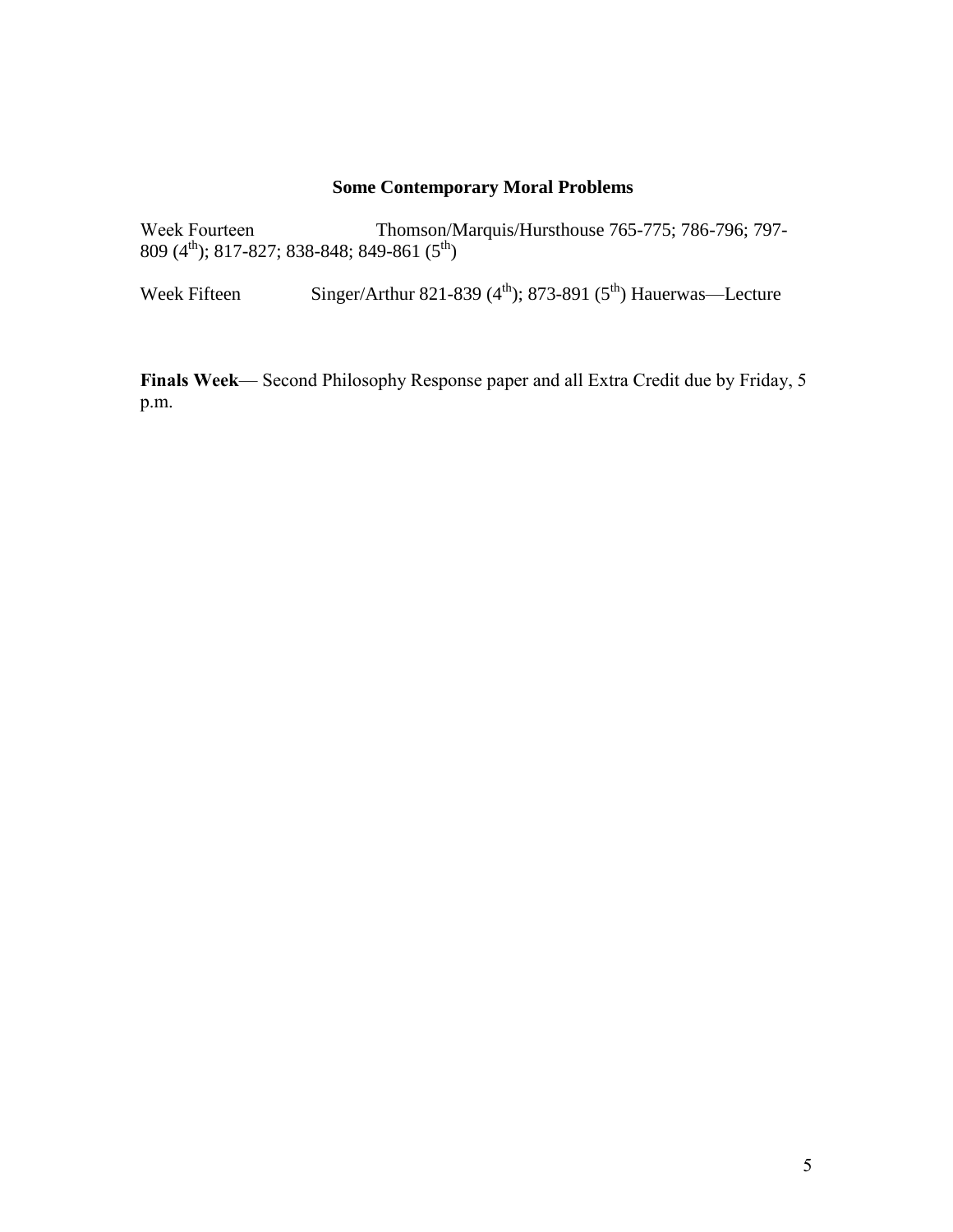## Some Contemporary Moral Problems

Week Fourteen Thomson/Marquis/Hursthouse 765-775; 786-796; 797-809 (4th); 817-827; 838-848; 849-861 (5th)

Week Fifteen Singer/Arthur 821-839 (4th); 873-891 (5th) Hauerwas—Lecture

**Finals Week**— Second Philosophy Response paper and all Extra Credit due by Friday, 5 p.m.